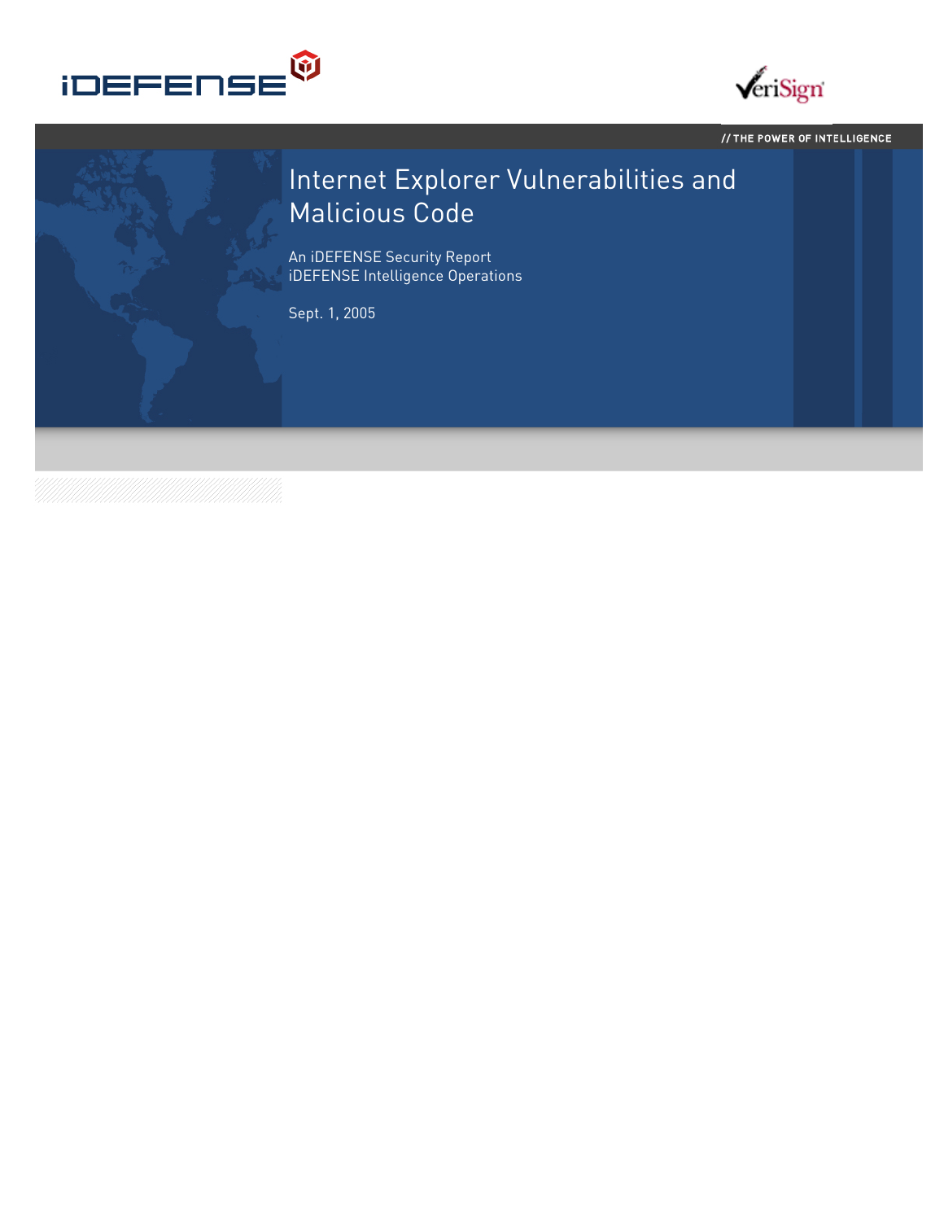iDEFENSE

VeriSign

// THE POWER OF INTELLIGENCE

# Internet Explorer Vulnerabilities and Malicious Code

An iDEFENSE Security Report
iDEFENSE Intelligence Operations

Sept. 1, 2005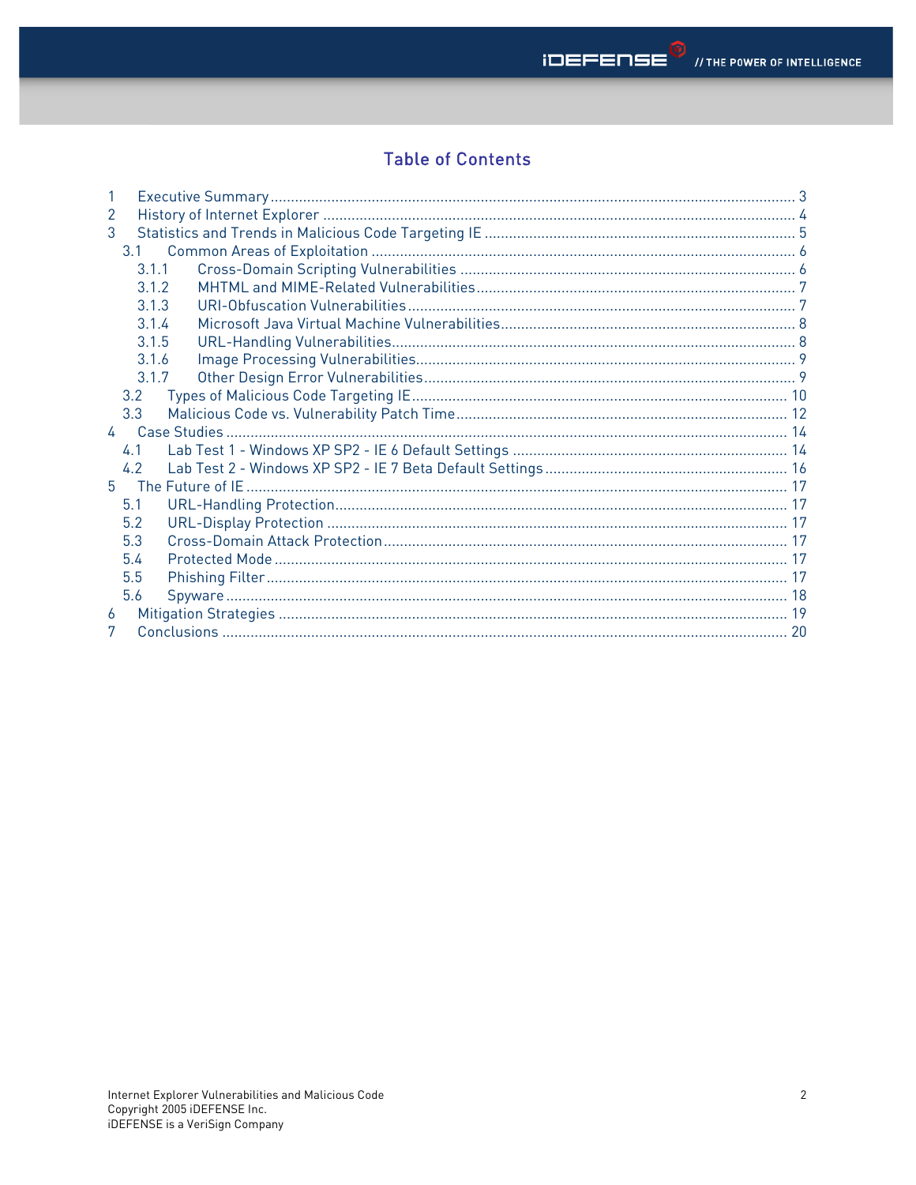# Table of Contents

1 Executive Summary ..... 3
2 History of Internet Explorer ..... 4
3 Statistics and Trends in Malicious Code Targeting IE ..... 5
  3.1 Common Areas of Exploitation ..... 6
    3.1.1 Cross-Domain Scripting Vulnerabilities ..... 6
    3.1.2 MHTML and MIME-Related Vulnerabilities ..... 7
    3.1.3 URI-Obfuscation Vulnerabilities ..... 7
    3.1.4 Microsoft Java Virtual Machine Vulnerabilities ..... 8
    3.1.5 URL-Handling Vulnerabilities ..... 8
    3.1.6 Image Processing Vulnerabilities ..... 9
    3.1.7 Other Design Error Vulnerabilities ..... 9
  3.2 Types of Malicious Code Targeting IE ..... 10
  3.3 Malicious Code vs. Vulnerability Patch Time ..... 12
4 Case Studies ..... 14
  4.1 Lab Test 1 - Windows XP SP2 - IE 6 Default Settings ..... 14
  4.2 Lab Test 2 - Windows XP SP2 - IE 7 Beta Default Settings ..... 16
5 The Future of IE ..... 17
  5.1 URL-Handling Protection ..... 17
  5.2 URL-Display Protection ..... 17
  5.3 Cross-Domain Attack Protection ..... 17
  5.4 Protected Mode ..... 17
  5.5 Phishing Filter ..... 17
  5.6 Spyware ..... 18
6 Mitigation Strategies ..... 19
7 Conclusions ..... 20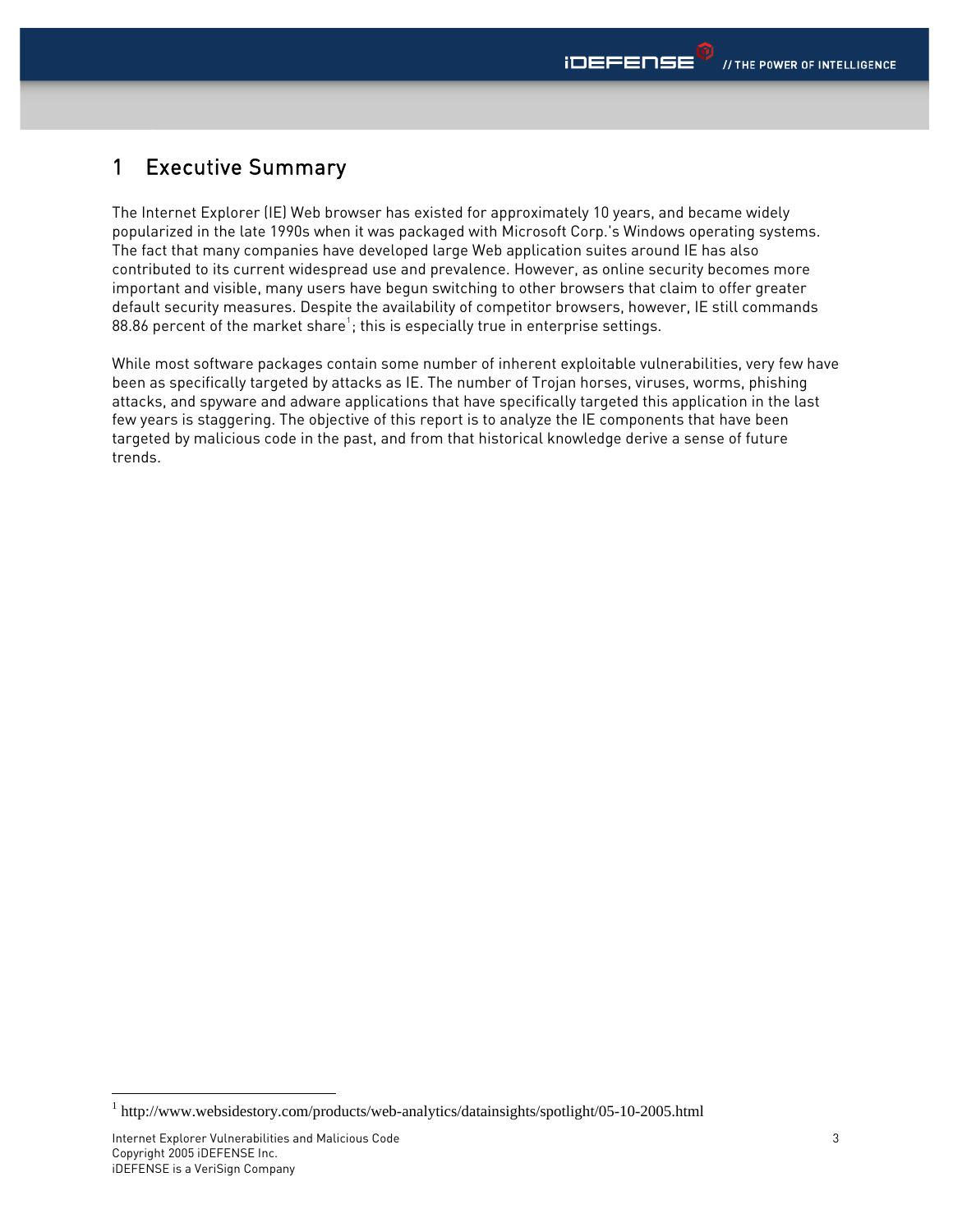# 1 Executive Summary

The Internet Explorer (IE) Web browser has existed for approximately 10 years, and became widely popularized in the late 1990s when it was packaged with Microsoft Corp.'s Windows operating systems. The fact that many companies have developed large Web application suites around IE has also contributed to its current widespread use and prevalence. However, as online security becomes more important and visible, many users have begun switching to other browsers that claim to offer greater default security measures. Despite the availability of competitor browsers, however, IE still commands 88.86 percent of the market share[1]; this is especially true in enterprise settings.

While most software packages contain some number of inherent exploitable vulnerabilities, very few have been as specifically targeted by attacks as IE. The number of Trojan horses, viruses, worms, phishing attacks, and spyware and adware applications that have specifically targeted this application in the last few years is staggering. The objective of this report is to analyze the IE components that have been targeted by malicious code in the past, and from that historical knowledge derive a sense of future trends.

---

[1] http://www.websidestory.com/products/web-analytics/datainsights/spotlight/05-10-2005.html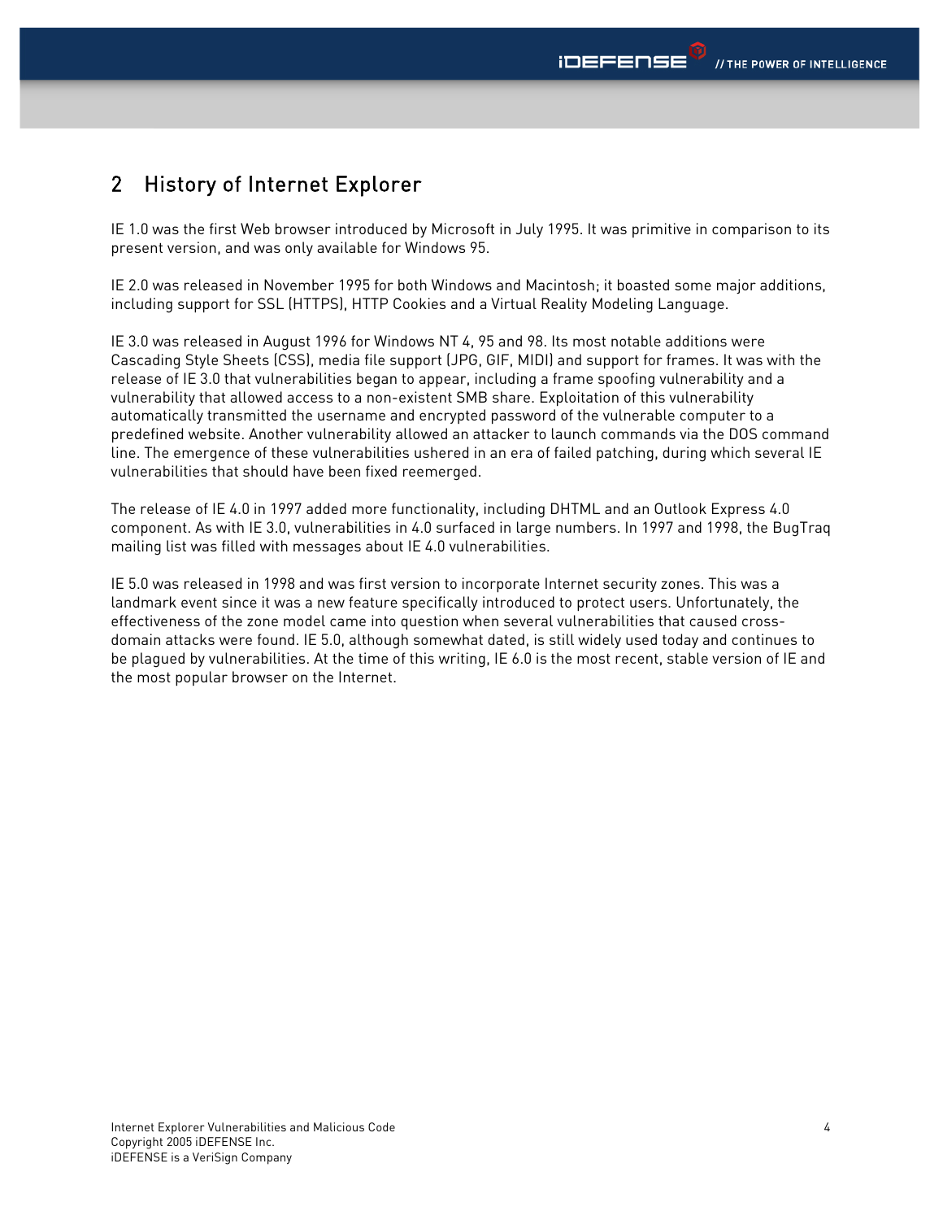## 2 History of Internet Explorer

IE 1.0 was the first Web browser introduced by Microsoft in July 1995. It was primitive in comparison to its present version, and was only available for Windows 95.

IE 2.0 was released in November 1995 for both Windows and Macintosh; it boasted some major additions, including support for SSL (HTTPS), HTTP Cookies and a Virtual Reality Modeling Language.

IE 3.0 was released in August 1996 for Windows NT 4, 95 and 98. Its most notable additions were Cascading Style Sheets (CSS), media file support (JPG, GIF, MIDI) and support for frames. It was with the release of IE 3.0 that vulnerabilities began to appear, including a frame spoofing vulnerability and a vulnerability that allowed access to a non-existent SMB share. Exploitation of this vulnerability automatically transmitted the username and encrypted password of the vulnerable computer to a predefined website. Another vulnerability allowed an attacker to launch commands via the DOS command line. The emergence of these vulnerabilities ushered in an era of failed patching, during which several IE vulnerabilities that should have been fixed reemerged.

The release of IE 4.0 in 1997 added more functionality, including DHTML and an Outlook Express 4.0 component. As with IE 3.0, vulnerabilities in 4.0 surfaced in large numbers. In 1997 and 1998, the BugTraq mailing list was filled with messages about IE 4.0 vulnerabilities.

IE 5.0 was released in 1998 and was first version to incorporate Internet security zones. This was a landmark event since it was a new feature specifically introduced to protect users. Unfortunately, the effectiveness of the zone model came into question when several vulnerabilities that caused cross-domain attacks were found. IE 5.0, although somewhat dated, is still widely used today and continues to be plagued by vulnerabilities. At the time of this writing, IE 6.0 is the most recent, stable version of IE and the most popular browser on the Internet.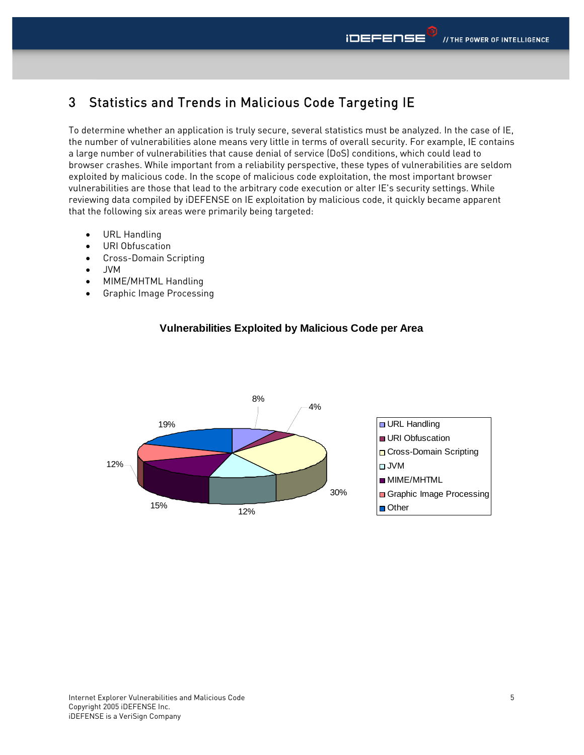# 3 Statistics and Trends in Malicious Code Targeting IE

To determine whether an application is truly secure, several statistics must be analyzed. In the case of IE, the number of vulnerabilities alone means very little in terms of overall security. For example, IE contains a large number of vulnerabilities that cause denial of service (DoS) conditions, which could lead to browser crashes. While important from a reliability perspective, these types of vulnerabilities are seldom exploited by malicious code. In the scope of malicious code exploitation, the most important browser vulnerabilities are those that lead to the arbitrary code execution or alter IE's security settings. While reviewing data compiled by iDEFENSE on IE exploitation by malicious code, it quickly became apparent that the following six areas were primarily being targeted:

- URL Handling
- URI Obfuscation
- Cross-Domain Scripting
- JVM
- MIME/MHTML Handling
- Graphic Image Processing

**Vulnerabilities Exploited by Malicious Code per Area**

| Area | Percentage |
|---|---|
| URL Handling | 8% |
| URI Obfuscation | 4% |
| Cross-Domain Scripting | 30% |
| JVM | 12% |
| MIME/MHTML | 15% |
| Graphic Image Processing | 12% |
| Other | 19% |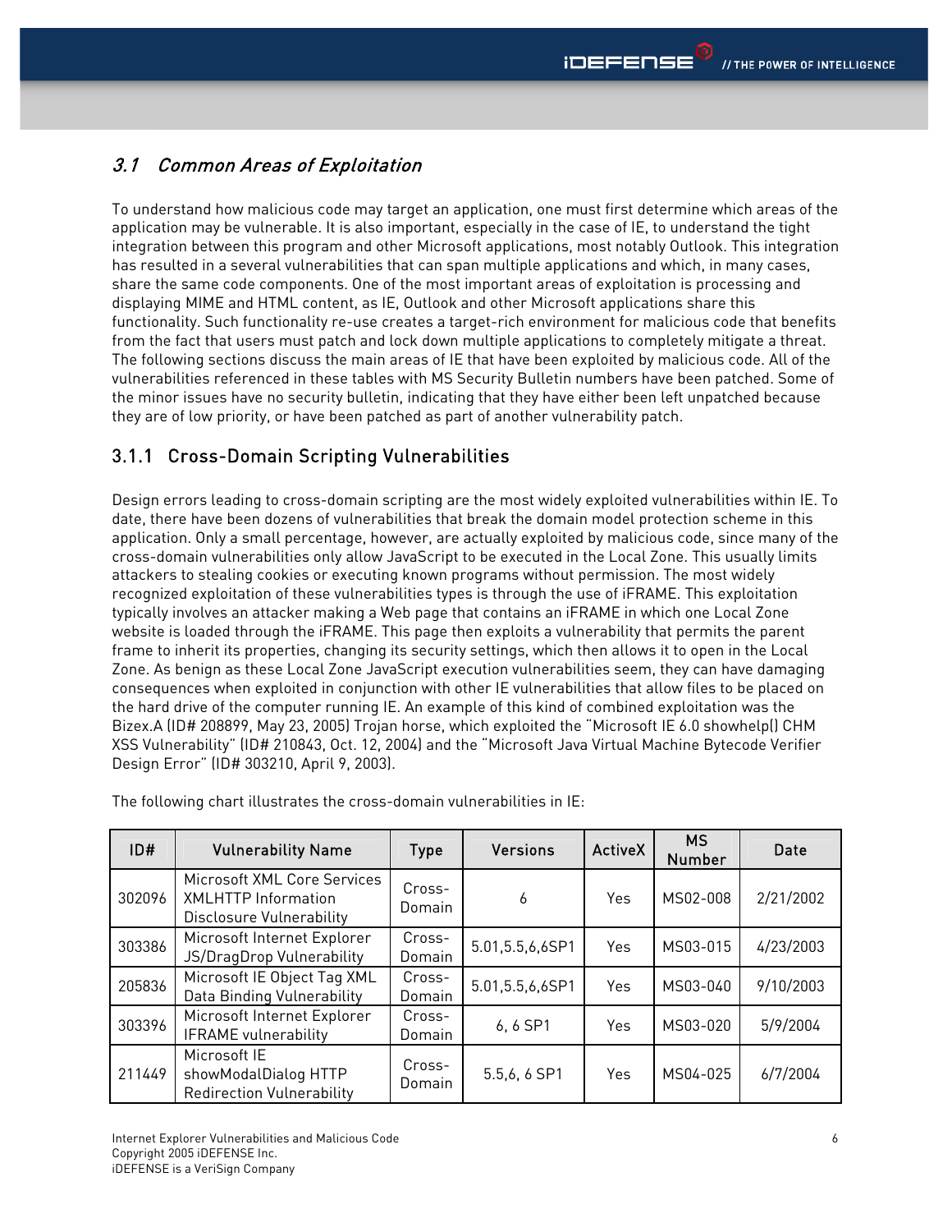## 3.1 Common Areas of Exploitation

To understand how malicious code may target an application, one must first determine which areas of the application may be vulnerable. It is also important, especially in the case of IE, to understand the tight integration between this program and other Microsoft applications, most notably Outlook. This integration has resulted in a several vulnerabilities that can span multiple applications and which, in many cases, share the same code components. One of the most important areas of exploitation is processing and displaying MIME and HTML content, as IE, Outlook and other Microsoft applications share this functionality. Such functionality re-use creates a target-rich environment for malicious code that benefits from the fact that users must patch and lock down multiple applications to completely mitigate a threat. The following sections discuss the main areas of IE that have been exploited by malicious code. All of the vulnerabilities referenced in these tables with MS Security Bulletin numbers have been patched. Some of the minor issues have no security bulletin, indicating that they have either been left unpatched because they are of low priority, or have been patched as part of another vulnerability patch.

### 3.1.1 Cross-Domain Scripting Vulnerabilities

Design errors leading to cross-domain scripting are the most widely exploited vulnerabilities within IE. To date, there have been dozens of vulnerabilities that break the domain model protection scheme in this application. Only a small percentage, however, are actually exploited by malicious code, since many of the cross-domain vulnerabilities only allow JavaScript to be executed in the Local Zone. This usually limits attackers to stealing cookies or executing known programs without permission. The most widely recognized exploitation of these vulnerabilities types is through the use of iFRAME. This exploitation typically involves an attacker making a Web page that contains an iFRAME in which one Local Zone website is loaded through the iFRAME. This page then exploits a vulnerability that permits the parent frame to inherit its properties, changing its security settings, which then allows it to open in the Local Zone. As benign as these Local Zone JavaScript execution vulnerabilities seem, they can have damaging consequences when exploited in conjunction with other IE vulnerabilities that allow files to be placed on the hard drive of the computer running IE. An example of this kind of combined exploitation was the Bizex.A (ID# 208899, May 23, 2005) Trojan horse, which exploited the "Microsoft IE 6.0 showhelp() CHM XSS Vulnerability" (ID# 210843, Oct. 12, 2004) and the "Microsoft Java Virtual Machine Bytecode Verifier Design Error" (ID# 303210, April 9, 2003).

The following chart illustrates the cross-domain vulnerabilities in IE:

| ID# | Vulnerability Name | Type | Versions | ActiveX | MS Number | Date |
|---|---|---|---|---|---|---|
| 302096 | Microsoft XML Core Services XMLHTTP Information Disclosure Vulnerability | Cross-Domain | 6 | Yes | MS02-008 | 2/21/2002 |
| 303386 | Microsoft Internet Explorer JS/DragDrop Vulnerability | Cross-Domain | 5.01,5.5,6,6SP1 | Yes | MS03-015 | 4/23/2003 |
| 205836 | Microsoft IE Object Tag XML Data Binding Vulnerability | Cross-Domain | 5.01,5.5,6,6SP1 | Yes | MS03-040 | 9/10/2003 |
| 303396 | Microsoft Internet Explorer IFRAME vulnerability | Cross-Domain | 6, 6 SP1 | Yes | MS03-020 | 5/9/2004 |
| 211449 | Microsoft IE showModalDialog HTTP Redirection Vulnerability | Cross-Domain | 5.5,6, 6 SP1 | Yes | MS04-025 | 6/7/2004 |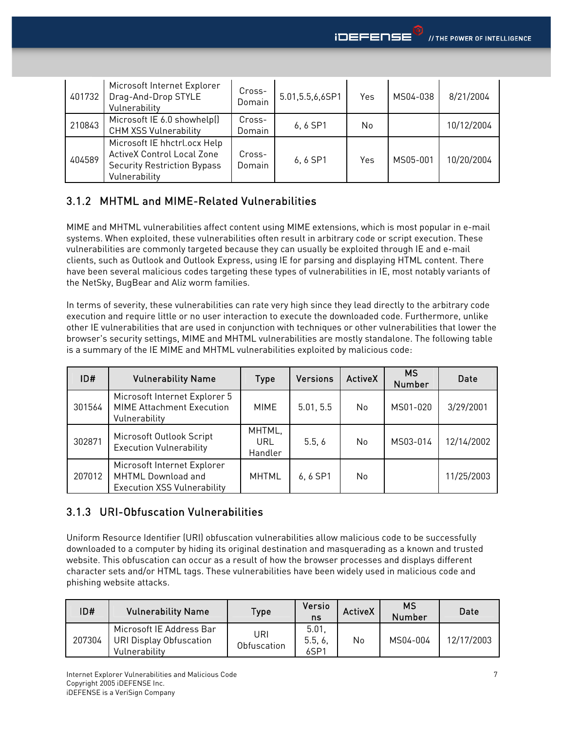| 401732 | Microsoft Internet Explorer Drag-And-Drop STYLE Vulnerability | Cross-Domain | 5.01,5.5,6,6SP1 | Yes | MS04-038 | 8/21/2004 |
|---|---|---|---|---|---|---|
| 210843 | Microsoft IE 6.0 showhelp() CHM XSS Vulnerability | Cross-Domain | 6, 6 SP1 | No | | 10/12/2004 |
| 404589 | Microsoft IE hhctrl.ocx Help ActiveX Control Local Zone Security Restriction Bypass Vulnerability | Cross-Domain | 6, 6 SP1 | Yes | MS05-001 | 10/20/2004 |

### 3.1.2 MHTML and MIME-Related Vulnerabilities

MIME and MHTML vulnerabilities affect content using MIME extensions, which is most popular in e-mail systems. When exploited, these vulnerabilities often result in arbitrary code or script execution. These vulnerabilities are commonly targeted because they can usually be exploited through IE and e-mail clients, such as Outlook and Outlook Express, using IE for parsing and displaying HTML content. There have been several malicious codes targeting these types of vulnerabilities in IE, most notably variants of the NetSky, BugBear and Aliz worm families.

In terms of severity, these vulnerabilities can rate very high since they lead directly to the arbitrary code execution and require little or no user interaction to execute the downloaded code. Furthermore, unlike other IE vulnerabilities that are used in conjunction with techniques or other vulnerabilities that lower the browser's security settings, MIME and MHTML vulnerabilities are mostly standalone. The following table is a summary of the IE MIME and MHTML vulnerabilities exploited by malicious code:

| ID# | Vulnerability Name | Type | Versions | ActiveX | MS Number | Date |
|---|---|---|---|---|---|---|
| 301564 | Microsoft Internet Explorer 5 MIME Attachment Execution Vulnerability | MIME | 5.01, 5.5 | No | MS01-020 | 3/29/2001 |
| 302871 | Microsoft Outlook Script Execution Vulnerability | MHTML, URL Handler | 5.5, 6 | No | MS03-014 | 12/14/2002 |
| 207012 | Microsoft Internet Explorer MHTML Download and Execution XSS Vulnerability | MHTML | 6, 6 SP1 | No | | 11/25/2003 |

### 3.1.3 URI-Obfuscation Vulnerabilities

Uniform Resource Identifier (URI) obfuscation vulnerabilities allow malicious code to be successfully downloaded to a computer by hiding its original destination and masquerading as a known and trusted website. This obfuscation can occur as a result of how the browser processes and displays different character sets and/or HTML tags. These vulnerabilities have been widely used in malicious code and phishing website attacks.

| ID# | Vulnerability Name | Type | Versions | ActiveX | MS Number | Date |
|---|---|---|---|---|---|---|
| 207304 | Microsoft IE Address Bar URI Display Obfuscation Vulnerability | URI Obfuscation | 5.01, 5.5, 6, 6SP1 | No | MS04-004 | 12/17/2003 |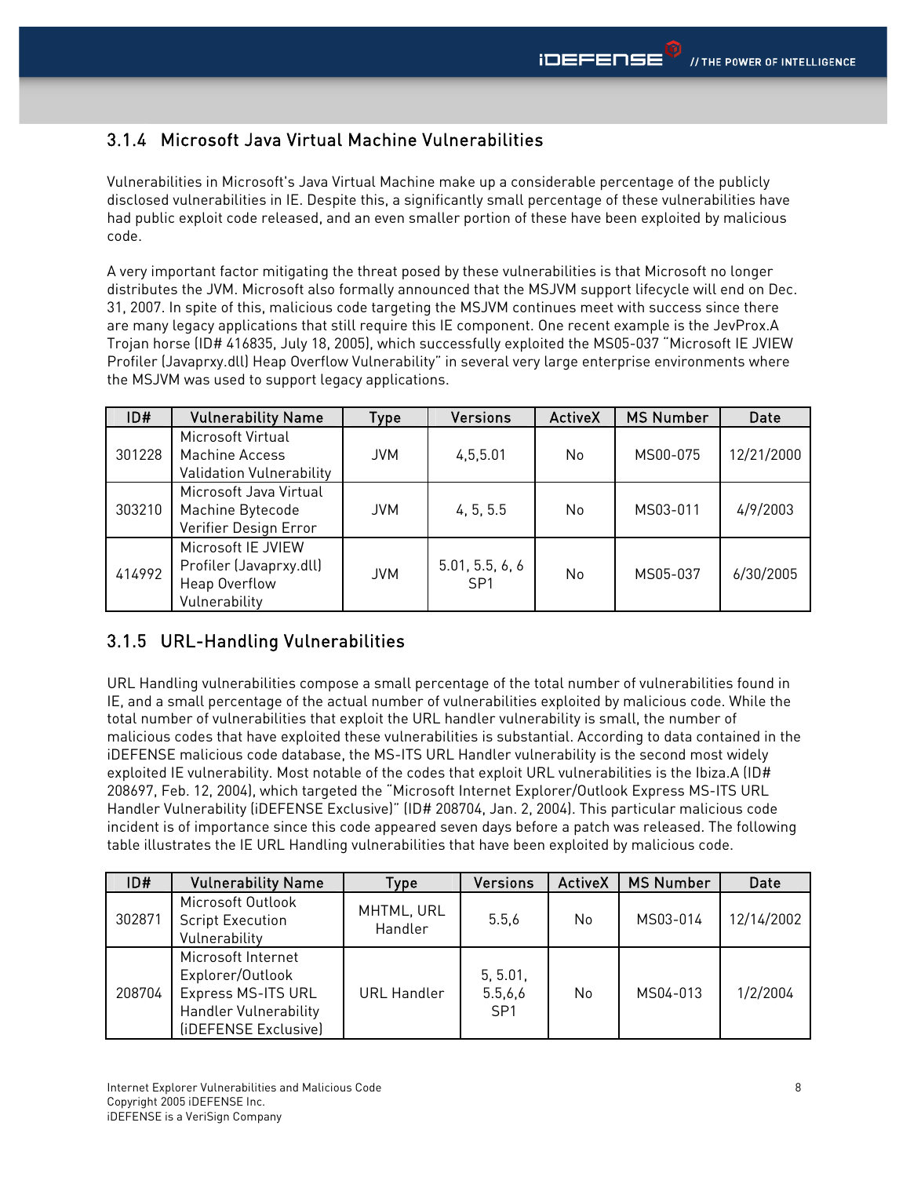### 3.1.4 Microsoft Java Virtual Machine Vulnerabilities

Vulnerabilities in Microsoft's Java Virtual Machine make up a considerable percentage of the publicly disclosed vulnerabilities in IE. Despite this, a significantly small percentage of these vulnerabilities have had public exploit code released, and an even smaller portion of these have been exploited by malicious code.

A very important factor mitigating the threat posed by these vulnerabilities is that Microsoft no longer distributes the JVM. Microsoft also formally announced that the MSJVM support lifecycle will end on Dec. 31, 2007. In spite of this, malicious code targeting the MSJVM continues meet with success since there are many legacy applications that still require this IE component. One recent example is the JevProx.A Trojan horse (ID# 416835, July 18, 2005), which successfully exploited the MS05-037 "Microsoft IE JVIEW Profiler (Javaprxy.dll) Heap Overflow Vulnerability" in several very large enterprise environments where the MSJVM was used to support legacy applications.

| ID# | Vulnerability Name | Type | Versions | ActiveX | MS Number | Date |
|---|---|---|---|---|---|---|
| 301228 | Microsoft Virtual Machine Access Validation Vulnerability | JVM | 4,5,5.01 | No | MS00-075 | 12/21/2000 |
| 303210 | Microsoft Java Virtual Machine Bytecode Verifier Design Error | JVM | 4, 5, 5.5 | No | MS03-011 | 4/9/2003 |
| 414992 | Microsoft IE JVIEW Profiler (Javaprxy.dll) Heap Overflow Vulnerability | JVM | 5.01, 5.5, 6, 6 SP1 | No | MS05-037 | 6/30/2005 |

### 3.1.5 URL-Handling Vulnerabilities

URL Handling vulnerabilities compose a small percentage of the total number of vulnerabilities found in IE, and a small percentage of the actual number of vulnerabilities exploited by malicious code. While the total number of vulnerabilities that exploit the URL handler vulnerability is small, the number of malicious codes that have exploited these vulnerabilities is substantial. According to data contained in the iDEFENSE malicious code database, the MS-ITS URL Handler vulnerability is the second most widely exploited IE vulnerability. Most notable of the codes that exploit URL vulnerabilities is the Ibiza.A (ID# 208697, Feb. 12, 2004), which targeted the "Microsoft Internet Explorer/Outlook Express MS-ITS URL Handler Vulnerability (iDEFENSE Exclusive)" (ID# 208704, Jan. 2, 2004). This particular malicious code incident is of importance since this code appeared seven days before a patch was released. The following table illustrates the IE URL Handling vulnerabilities that have been exploited by malicious code.

| ID# | Vulnerability Name | Type | Versions | ActiveX | MS Number | Date |
|---|---|---|---|---|---|---|
| 302871 | Microsoft Outlook Script Execution Vulnerability | MHTML, URL Handler | 5.5,6 | No | MS03-014 | 12/14/2002 |
| 208704 | Microsoft Internet Explorer/Outlook Express MS-ITS URL Handler Vulnerability (iDEFENSE Exclusive) | URL Handler | 5, 5.01, 5.5,6,6 SP1 | No | MS04-013 | 1/2/2004 |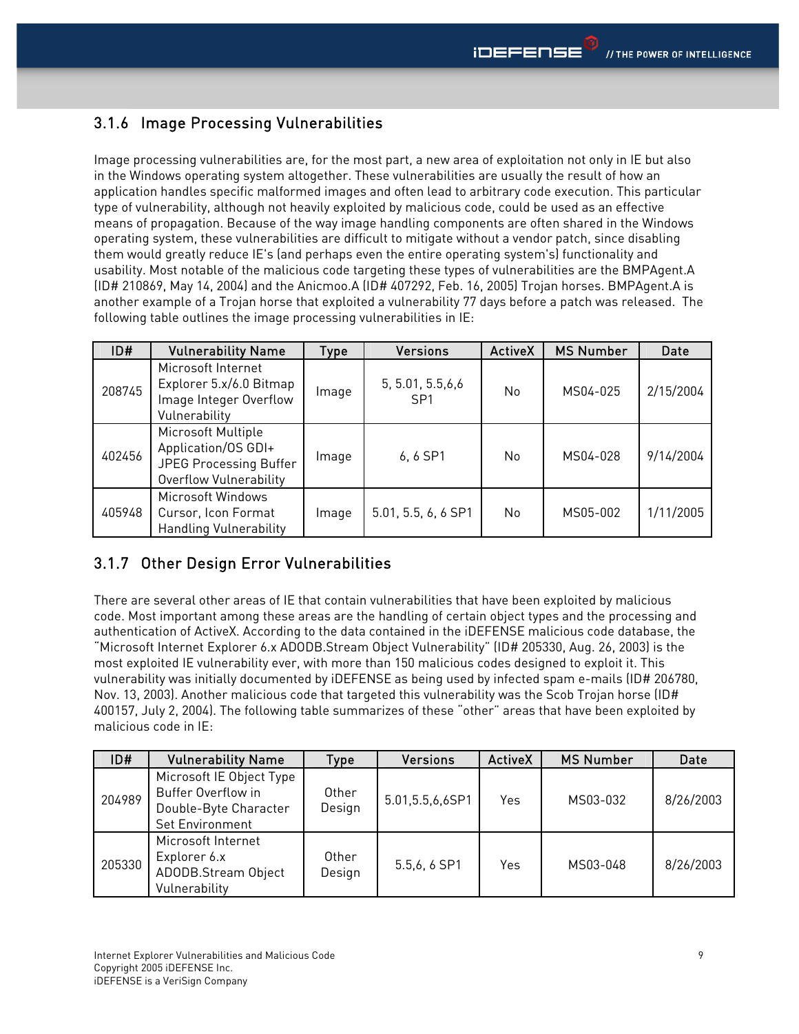### 3.1.6 Image Processing Vulnerabilities

Image processing vulnerabilities are, for the most part, a new area of exploitation not only in IE but also in the Windows operating system altogether. These vulnerabilities are usually the result of how an application handles specific malformed images and often lead to arbitrary code execution. This particular type of vulnerability, although not heavily exploited by malicious code, could be used as an effective means of propagation. Because of the way image handling components are often shared in the Windows operating system, these vulnerabilities are difficult to mitigate without a vendor patch, since disabling them would greatly reduce IE's (and perhaps even the entire operating system's) functionality and usability. Most notable of the malicious code targeting these types of vulnerabilities are the BMPAgent.A (ID# 210869, May 14, 2004) and the Anicmoo.A (ID# 407292, Feb. 16, 2005) Trojan horses. BMPAgent.A is another example of a Trojan horse that exploited a vulnerability 77 days before a patch was released. The following table outlines the image processing vulnerabilities in IE:

| ID# | Vulnerability Name | Type | Versions | ActiveX | MS Number | Date |
|---|---|---|---|---|---|---|
| 208745 | Microsoft Internet Explorer 5.x/6.0 Bitmap Image Integer Overflow Vulnerability | Image | 5, 5.01, 5.5,6,6 SP1 | No | MS04-025 | 2/15/2004 |
| 402456 | Microsoft Multiple Application/OS GDI+ JPEG Processing Buffer Overflow Vulnerability | Image | 6, 6 SP1 | No | MS04-028 | 9/14/2004 |
| 405948 | Microsoft Windows Cursor, Icon Format Handling Vulnerability | Image | 5.01, 5.5, 6, 6 SP1 | No | MS05-002 | 1/11/2005 |

### 3.1.7 Other Design Error Vulnerabilities

There are several other areas of IE that contain vulnerabilities that have been exploited by malicious code. Most important among these areas are the handling of certain object types and the processing and authentication of ActiveX. According to the data contained in the iDEFENSE malicious code database, the "Microsoft Internet Explorer 6.x ADODB.Stream Object Vulnerability" (ID# 205330, Aug. 26, 2003) is the most exploited IE vulnerability ever, with more than 150 malicious codes designed to exploit it. This vulnerability was initially documented by iDEFENSE as being used by infected spam e-mails (ID# 206780, Nov. 13, 2003). Another malicious code that targeted this vulnerability was the Scob Trojan horse (ID# 400157, July 2, 2004). The following table summarizes of these "other" areas that have been exploited by malicious code in IE:

| ID# | Vulnerability Name | Type | Versions | ActiveX | MS Number | Date |
|---|---|---|---|---|---|---|
| 204989 | Microsoft IE Object Type Buffer Overflow in Double-Byte Character Set Environment | Other Design | 5.01,5.5,6,6SP1 | Yes | MS03-032 | 8/26/2003 |
| 205330 | Microsoft Internet Explorer 6.x ADODB.Stream Object Vulnerability | Other Design | 5.5,6, 6 SP1 | Yes | MS03-048 | 8/26/2003 |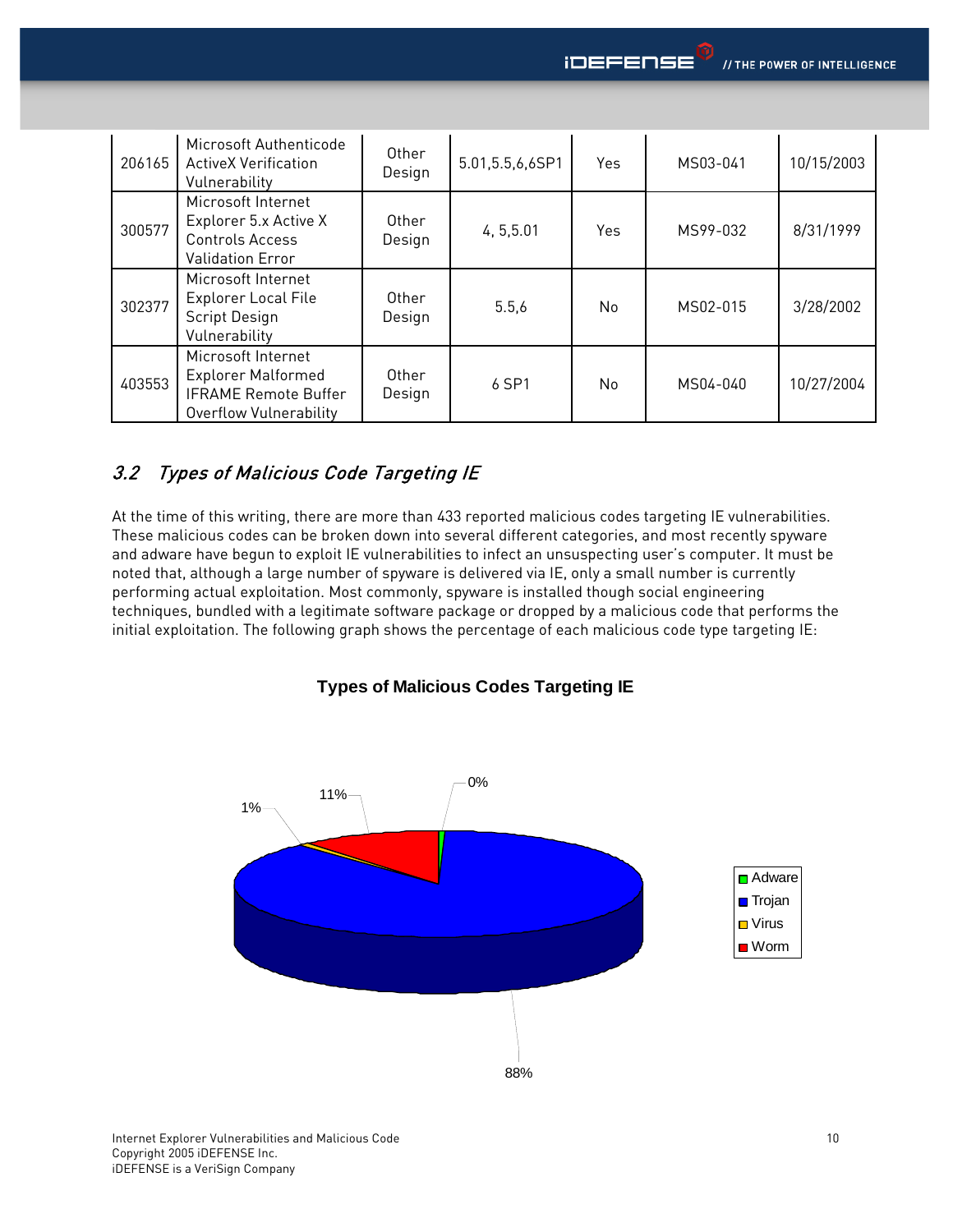| 206165 | Microsoft Authenticode ActiveX Verification Vulnerability | Other Design | 5.01,5.5,6,6SP1 | Yes | MS03-041 | 10/15/2003 |
|---|---|---|---|---|---|---|
| 300577 | Microsoft Internet Explorer 5.x Active X Controls Access Validation Error | Other Design | 4, 5,5.01 | Yes | MS99-032 | 8/31/1999 |
| 302377 | Microsoft Internet Explorer Local File Script Design Vulnerability | Other Design | 5.5,6 | No | MS02-015 | 3/28/2002 |
| 403553 | Microsoft Internet Explorer Malformed IFRAME Remote Buffer Overflow Vulnerability | Other Design | 6 SP1 | No | MS04-040 | 10/27/2004 |

## *3.2 Types of Malicious Code Targeting IE*

At the time of this writing, there are more than 433 reported malicious codes targeting IE vulnerabilities. These malicious codes can be broken down into several different categories, and most recently spyware and adware have begun to exploit IE vulnerabilities to infect an unsuspecting user's computer. It must be noted that, although a large number of spyware is delivered via IE, only a small number is currently performing actual exploitation. Most commonly, spyware is installed though social engineering techniques, bundled with a legitimate software package or dropped by a malicious code that performs the initial exploitation. The following graph shows the percentage of each malicious code type targeting IE:

**Types of Malicious Codes Targeting IE**

| Type | Percentage |
|---|---|
| Adware | 0% |
| Trojan | 88% |
| Virus | 1% |
| Worm | 11% |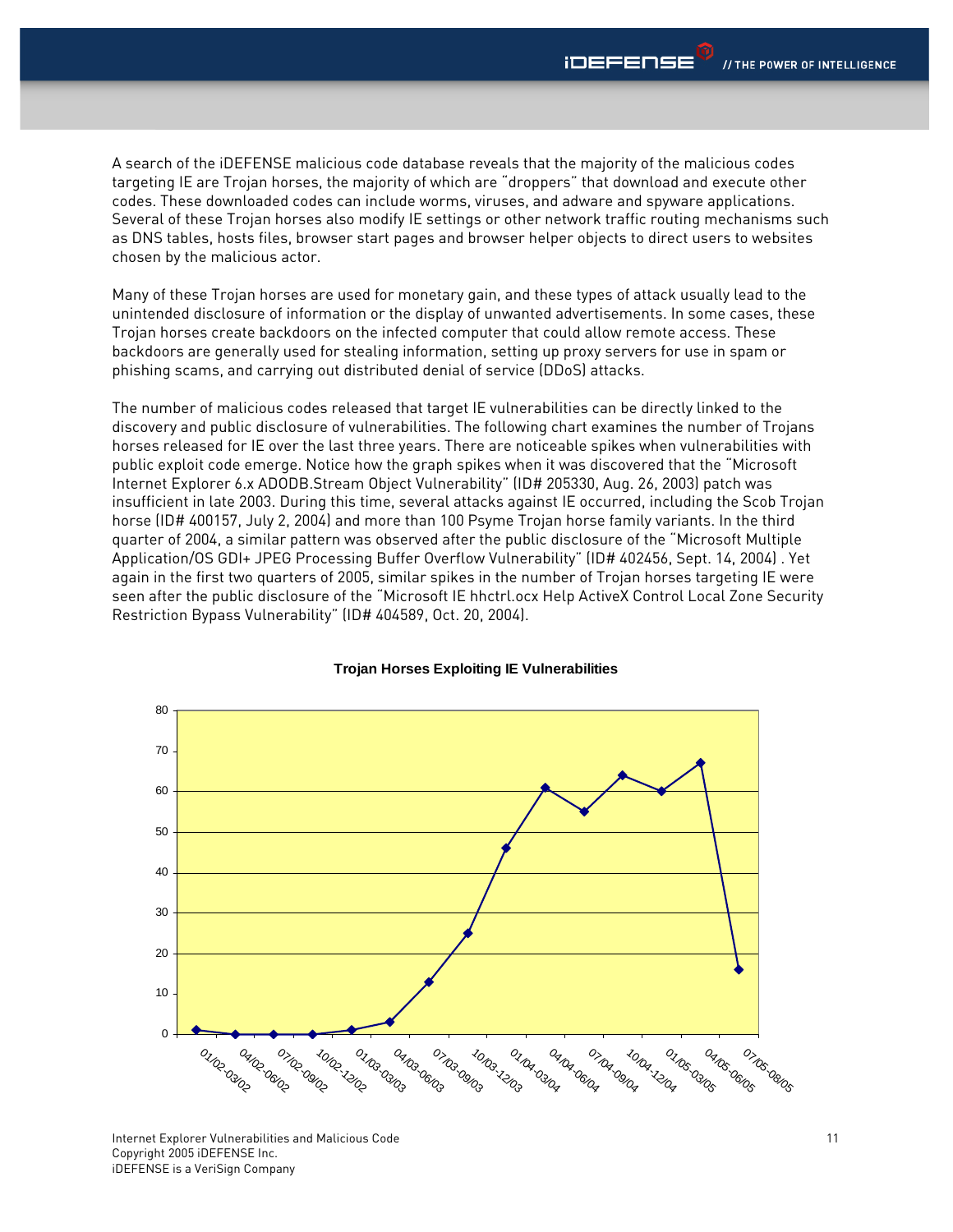A search of the iDEFENSE malicious code database reveals that the majority of the malicious codes targeting IE are Trojan horses, the majority of which are "droppers" that download and execute other codes. These downloaded codes can include worms, viruses, and adware and spyware applications. Several of these Trojan horses also modify IE settings or other network traffic routing mechanisms such as DNS tables, hosts files, browser start pages and browser helper objects to direct users to websites chosen by the malicious actor.

Many of these Trojan horses are used for monetary gain, and these types of attack usually lead to the unintended disclosure of information or the display of unwanted advertisements. In some cases, these Trojan horses create backdoors on the infected computer that could allow remote access. These backdoors are generally used for stealing information, setting up proxy servers for use in spam or phishing scams, and carrying out distributed denial of service (DDoS) attacks.

The number of malicious codes released that target IE vulnerabilities can be directly linked to the discovery and public disclosure of vulnerabilities. The following chart examines the number of Trojans horses released for IE over the last three years. There are noticeable spikes when vulnerabilities with public exploit code emerge. Notice how the graph spikes when it was discovered that the "Microsoft Internet Explorer 6.x ADODB.Stream Object Vulnerability" (ID# 205330, Aug. 26, 2003) patch was insufficient in late 2003. During this time, several attacks against IE occurred, including the Scob Trojan horse (ID# 400157, July 2, 2004) and more than 100 Psyme Trojan horse family variants. In the third quarter of 2004, a similar pattern was observed after the public disclosure of the "Microsoft Multiple Application/OS GDI+ JPEG Processing Buffer Overflow Vulnerability" (ID# 402456, Sept. 14, 2004) . Yet again in the first two quarters of 2005, similar spikes in the number of Trojan horses targeting IE were seen after the public disclosure of the "Microsoft IE hhctrl.ocx Help ActiveX Control Local Zone Security Restriction Bypass Vulnerability" (ID# 404589, Oct. 20, 2004).

**Trojan Horses Exploiting IE Vulnerabilities**

| Period | Trojan Horses |
|---|---|
| 01/02-03/02 | 1 |
| 04/02-06/02 | 0 |
| 07/02-09/02 | 0 |
| 10/02-12/02 | 0 |
| 01/03-03/03 | 1 |
| 04/03-06/03 | 3 |
| 07/03-09/03 | 13 |
| 10/03-12/03 | 25 |
| 01/04-03/04 | 46 |
| 04/04-06/04 | 61 |
| 07/04-09/04 | 55 |
| 10/04-12/04 | 64 |
| 01/05-03/05 | 60 |
| 04/05-06/05 | 67 |
| 07/05-08/05 | 16 |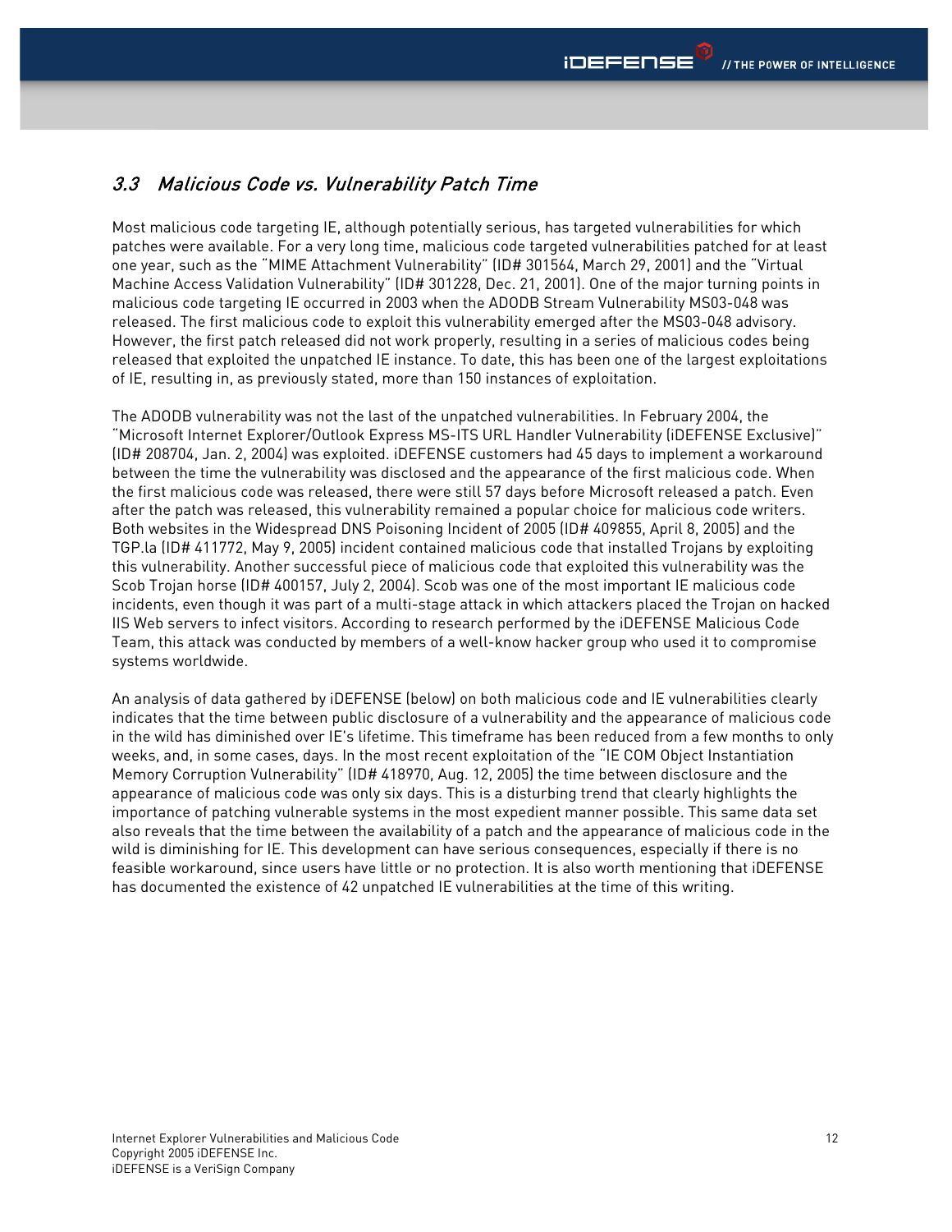### *3.3 Malicious Code vs. Vulnerability Patch Time*

Most malicious code targeting IE, although potentially serious, has targeted vulnerabilities for which patches were available. For a very long time, malicious code targeted vulnerabilities patched for at least one year, such as the "MIME Attachment Vulnerability" (ID# 301564, March 29, 2001) and the "Virtual Machine Access Validation Vulnerability" (ID# 301228, Dec. 21, 2001). One of the major turning points in malicious code targeting IE occurred in 2003 when the ADODB Stream Vulnerability MS03-048 was released. The first malicious code to exploit this vulnerability emerged after the MS03-048 advisory. However, the first patch released did not work properly, resulting in a series of malicious codes being released that exploited the unpatched IE instance. To date, this has been one of the largest exploitations of IE, resulting in, as previously stated, more than 150 instances of exploitation.

The ADODB vulnerability was not the last of the unpatched vulnerabilities. In February 2004, the "Microsoft Internet Explorer/Outlook Express MS-ITS URL Handler Vulnerability (iDEFENSE Exclusive)" (ID# 208704, Jan. 2, 2004) was exploited. iDEFENSE customers had 45 days to implement a workaround between the time the vulnerability was disclosed and the appearance of the first malicious code. When the first malicious code was released, there were still 57 days before Microsoft released a patch. Even after the patch was released, this vulnerability remained a popular choice for malicious code writers. Both websites in the Widespread DNS Poisoning Incident of 2005 (ID# 409855, April 8, 2005) and the TGP.la (ID# 411772, May 9, 2005) incident contained malicious code that installed Trojans by exploiting this vulnerability. Another successful piece of malicious code that exploited this vulnerability was the Scob Trojan horse (ID# 400157, July 2, 2004). Scob was one of the most important IE malicious code incidents, even though it was part of a multi-stage attack in which attackers placed the Trojan on hacked IIS Web servers to infect visitors. According to research performed by the iDEFENSE Malicious Code Team, this attack was conducted by members of a well-know hacker group who used it to compromise systems worldwide.

An analysis of data gathered by iDEFENSE (below) on both malicious code and IE vulnerabilities clearly indicates that the time between public disclosure of a vulnerability and the appearance of malicious code in the wild has diminished over IE's lifetime. This timeframe has been reduced from a few months to only weeks, and, in some cases, days. In the most recent exploitation of the "IE COM Object Instantiation Memory Corruption Vulnerability" (ID# 418970, Aug. 12, 2005) the time between disclosure and the appearance of malicious code was only six days. This is a disturbing trend that clearly highlights the importance of patching vulnerable systems in the most expedient manner possible. This same data set also reveals that the time between the availability of a patch and the appearance of malicious code in the wild is diminishing for IE. This development can have serious consequences, especially if there is no feasible workaround, since users have little or no protection. It is also worth mentioning that iDEFENSE has documented the existence of 42 unpatched IE vulnerabilities at the time of this writing.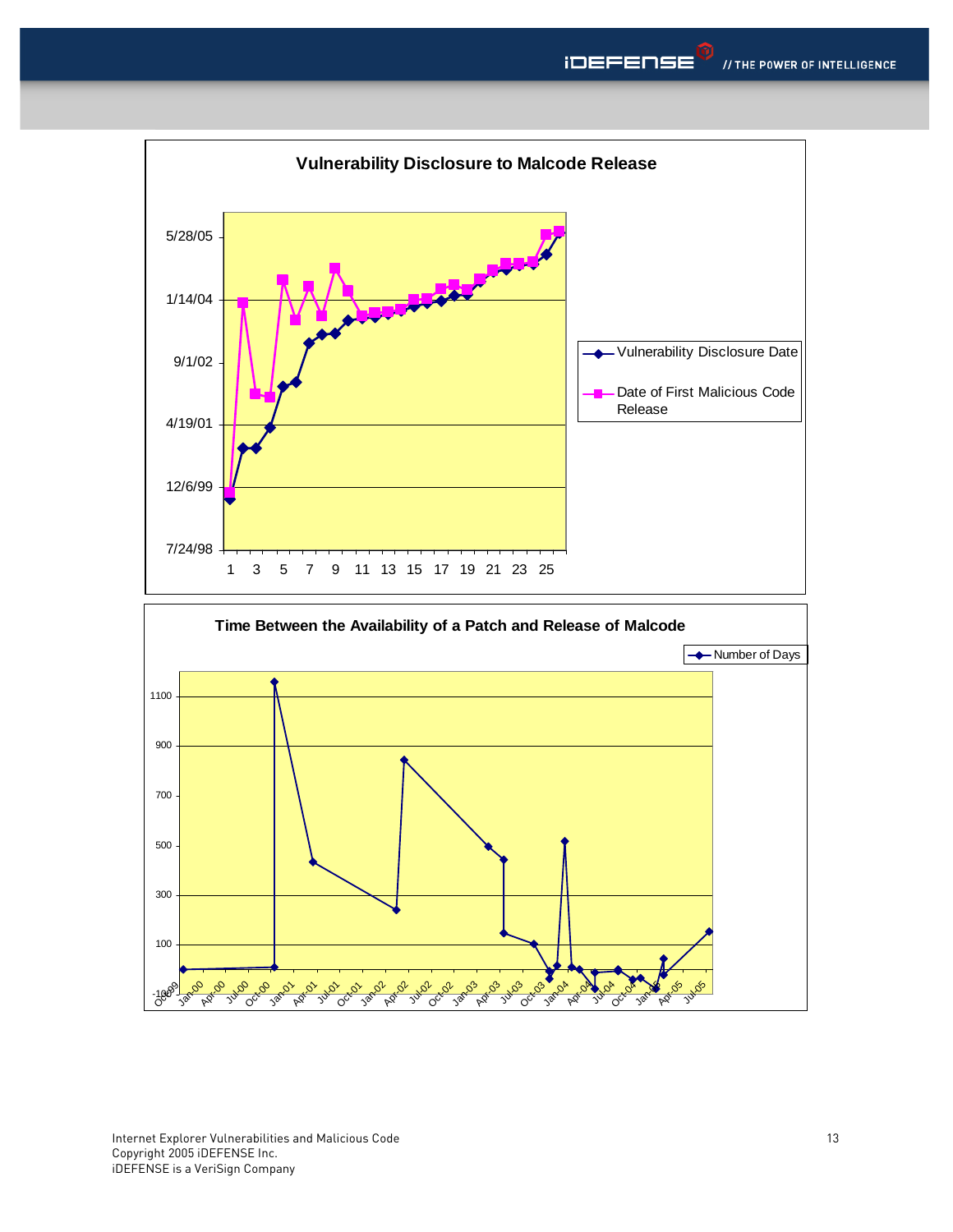**Vulnerability Disclosure to Malcode Release**

**Time Between the Availability of a Patch and Release of Malcode**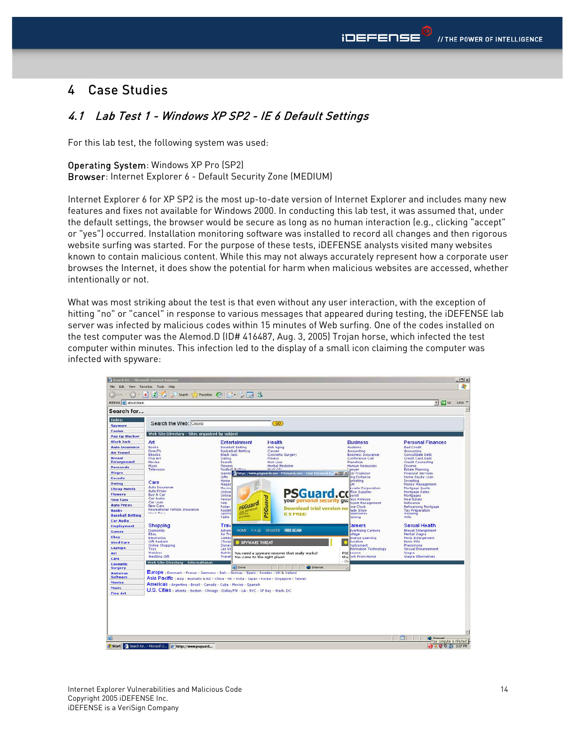# 4 Case Studies

## 4.1 Lab Test 1 - Windows XP SP2 - IE 6 Default Settings

For this lab test, the following system was used:

**Operating System**: Windows XP Pro (SP2)
**Browser**: Internet Explorer 6 - Default Security Zone (MEDIUM)

Internet Explorer 6 for XP SP2 is the most up-to-date version of Internet Explorer and includes many new features and fixes not available for Windows 2000. In conducting this lab test, it was assumed that, under the default settings, the browser would be secure as long as no human interaction (e.g., clicking "accept" or "yes") occurred. Installation monitoring software was installed to record all changes and then rigorous website surfing was started. For the purpose of these tests, iDEFENSE analysts visited many websites known to contain malicious content. While this may not always accurately represent how a corporate user browses the Internet, it does show the potential for harm when malicious websites are accessed, whether intentionally or not.

What was most striking about the test is that even without any user interaction, with the exception of hitting "no" or "cancel" in response to various messages that appeared during testing, the iDEFENSE lab server was infected by malicious codes within 15 minutes of Web surfing. One of the codes installed on the test computer was the Alemod.D (ID# 416487, Aug. 3, 2005) Trojan horse, which infected the test computer within minutes. This infection led to the display of a small icon claiming the computer was infected with spyware: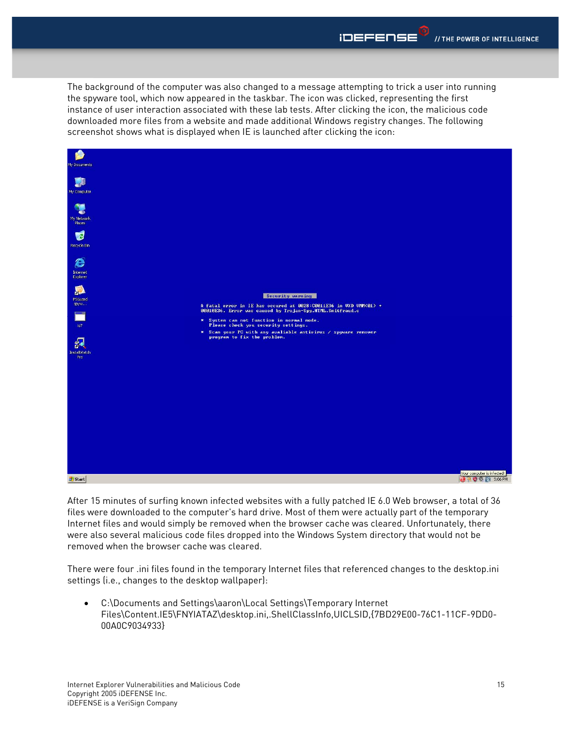The background of the computer was also changed to a message attempting to trick a user into running the spyware tool, which now appeared in the taskbar. The icon was clicked, representing the first instance of user interaction associated with these lab tests. After clicking the icon, the malicious code downloaded more files from a website and made additional Windows registry changes. The following screenshot shows what is displayed when IE is launched after clicking the icon:

After 15 minutes of surfing known infected websites with a fully patched IE 6.0 Web browser, a total of 36 files were downloaded to the computer's hard drive. Most of them were actually part of the temporary Internet files and would simply be removed when the browser cache was cleared. Unfortunately, there were also several malicious code files dropped into the Windows System directory that would not be removed when the browser cache was cleared.

There were four .ini files found in the temporary Internet files that referenced changes to the desktop.ini settings (i.e., changes to the desktop wallpaper):

- C:\Documents and Settings\aaron\Local Settings\Temporary Internet Files\Content.IE5\FNYIATAZ\desktop.ini,.ShellClassInfo,UICLSID,{7BD29E00-76C1-11CF-9DD0-00A0C9034933}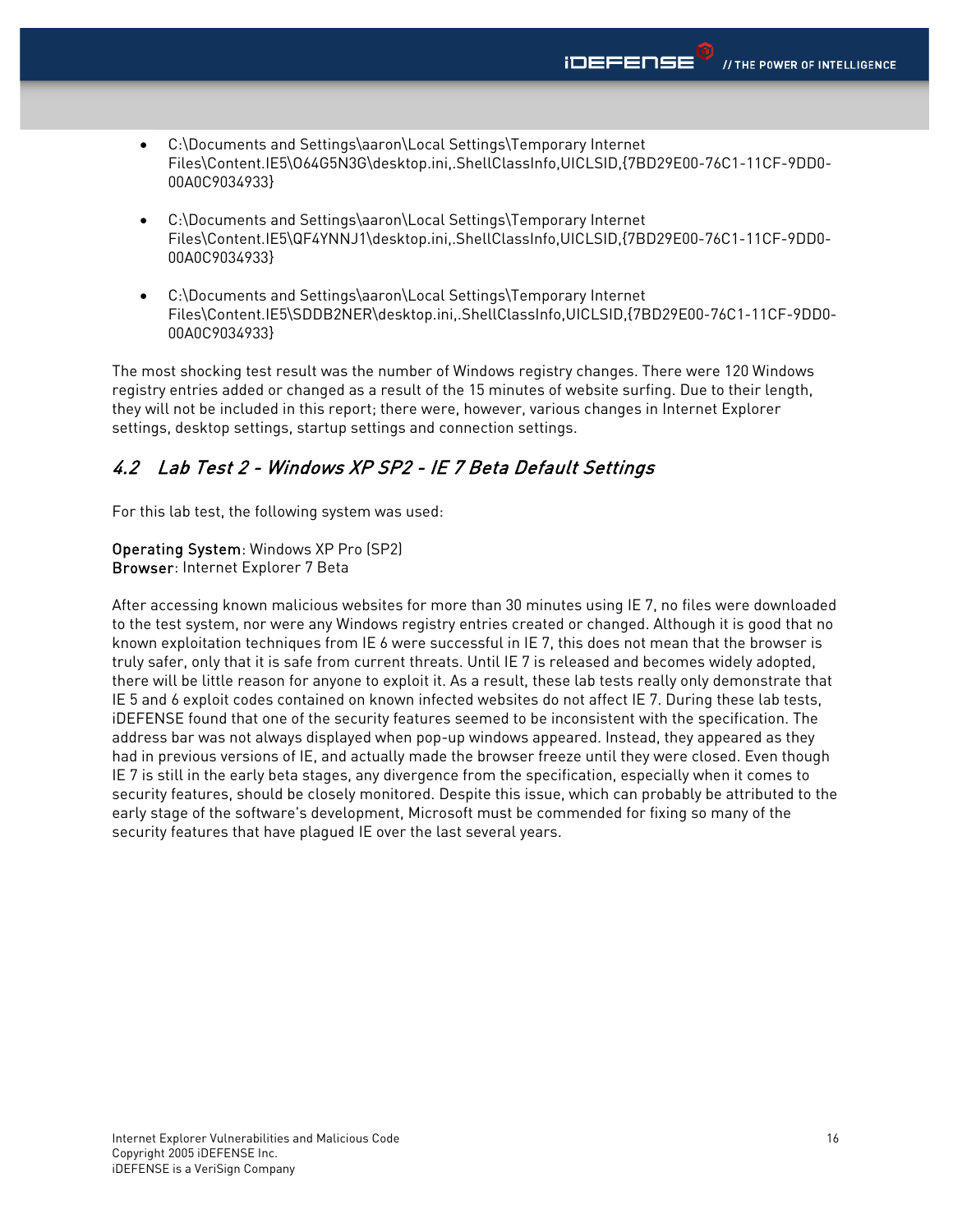- C:\Documents and Settings\aaron\Local Settings\Temporary Internet Files\Content.IE5\O64G5N3G\desktop.ini,.ShellClassInfo,UICLSID,{7BD29E00-76C1-11CF-9DD0-00A0C9034933}

- C:\Documents and Settings\aaron\Local Settings\Temporary Internet Files\Content.IE5\QF4YNNJ1\desktop.ini,.ShellClassInfo,UICLSID,{7BD29E00-76C1-11CF-9DD0-00A0C9034933}

- C:\Documents and Settings\aaron\Local Settings\Temporary Internet Files\Content.IE5\SDDB2NER\desktop.ini,.ShellClassInfo,UICLSID,{7BD29E00-76C1-11CF-9DD0-00A0C9034933}

The most shocking test result was the number of Windows registry changes. There were 120 Windows registry entries added or changed as a result of the 15 minutes of website surfing. Due to their length, they will not be included in this report; there were, however, various changes in Internet Explorer settings, desktop settings, startup settings and connection settings.

## *4.2 Lab Test 2 - Windows XP SP2 - IE 7 Beta Default Settings*

For this lab test, the following system was used:

Operating System: Windows XP Pro (SP2)
Browser: Internet Explorer 7 Beta

After accessing known malicious websites for more than 30 minutes using IE 7, no files were downloaded to the test system, nor were any Windows registry entries created or changed. Although it is good that no known exploitation techniques from IE 6 were successful in IE 7, this does not mean that the browser is truly safer, only that it is safe from current threats. Until IE 7 is released and becomes widely adopted, there will be little reason for anyone to exploit it. As a result, these lab tests really only demonstrate that IE 5 and 6 exploit codes contained on known infected websites do not affect IE 7. During these lab tests, iDEFENSE found that one of the security features seemed to be inconsistent with the specification. The address bar was not always displayed when pop-up windows appeared. Instead, they appeared as they had in previous versions of IE, and actually made the browser freeze until they were closed. Even though IE 7 is still in the early beta stages, any divergence from the specification, especially when it comes to security features, should be closely monitored. Despite this issue, which can probably be attributed to the early stage of the software's development, Microsoft must be commended for fixing so many of the security features that have plagued IE over the last several years.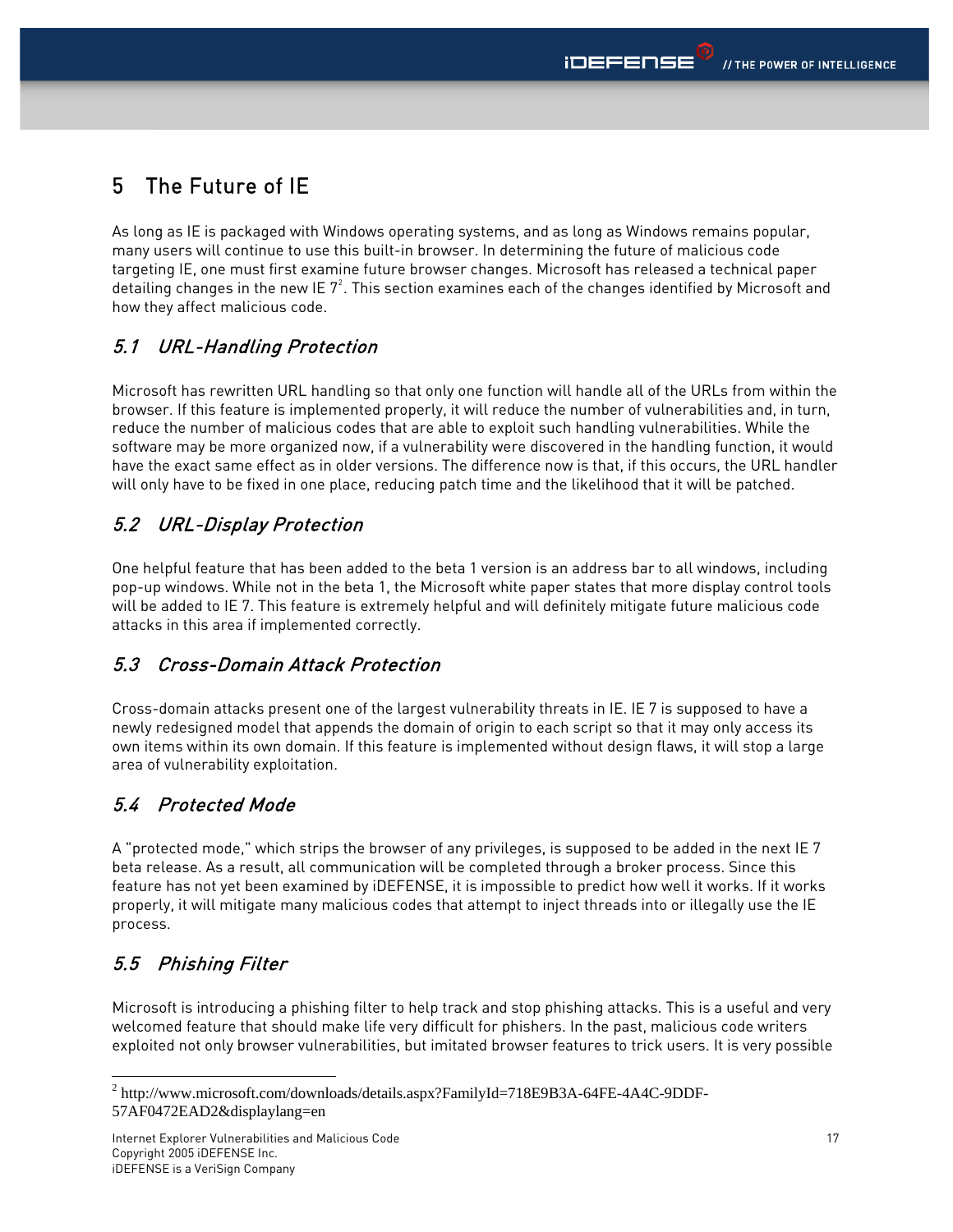# 5 The Future of IE

As long as IE is packaged with Windows operating systems, and as long as Windows remains popular, many users will continue to use this built-in browser. In determining the future of malicious code targeting IE, one must first examine future browser changes. Microsoft has released a technical paper detailing changes in the new IE 7[2]. This section examines each of the changes identified by Microsoft and how they affect malicious code.

## *5.1 URL-Handling Protection*

Microsoft has rewritten URL handling so that only one function will handle all of the URLs from within the browser. If this feature is implemented properly, it will reduce the number of vulnerabilities and, in turn, reduce the number of malicious codes that are able to exploit such handling vulnerabilities. While the software may be more organized now, if a vulnerability were discovered in the handling function, it would have the exact same effect as in older versions. The difference now is that, if this occurs, the URL handler will only have to be fixed in one place, reducing patch time and the likelihood that it will be patched.

## *5.2 URL-Display Protection*

One helpful feature that has been added to the beta 1 version is an address bar to all windows, including pop-up windows. While not in the beta 1, the Microsoft white paper states that more display control tools will be added to IE 7. This feature is extremely helpful and will definitely mitigate future malicious code attacks in this area if implemented correctly.

## *5.3 Cross-Domain Attack Protection*

Cross-domain attacks present one of the largest vulnerability threats in IE. IE 7 is supposed to have a newly redesigned model that appends the domain of origin to each script so that it may only access its own items within its own domain. If this feature is implemented without design flaws, it will stop a large area of vulnerability exploitation.

## *5.4 Protected Mode*

A "protected mode," which strips the browser of any privileges, is supposed to be added in the next IE 7 beta release. As a result, all communication will be completed through a broker process. Since this feature has not yet been examined by iDEFENSE, it is impossible to predict how well it works. If it works properly, it will mitigate many malicious codes that attempt to inject threads into or illegally use the IE process.

## *5.5 Phishing Filter*

Microsoft is introducing a phishing filter to help track and stop phishing attacks. This is a useful and very welcomed feature that should make life very difficult for phishers. In the past, malicious code writers exploited not only browser vulnerabilities, but imitated browser features to trick users. It is very possible

---

[2] http://www.microsoft.com/downloads/details.aspx?FamilyId=718E9B3A-64FE-4A4C-9DDF-57AF0472EAD2&displaylang=en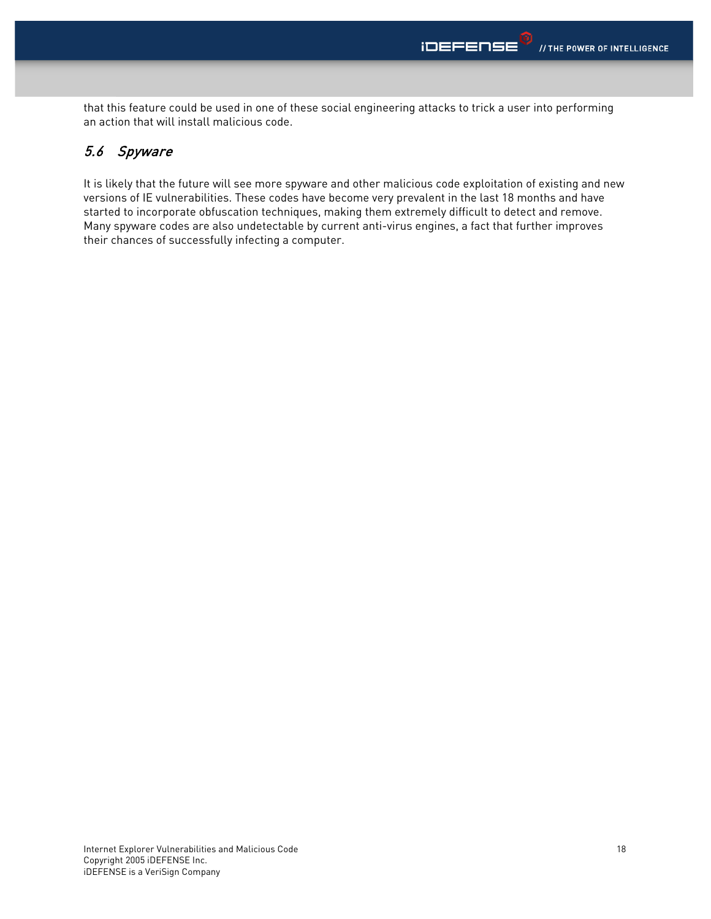that this feature could be used in one of these social engineering attacks to trick a user into performing an action that will install malicious code.

## *5.6 Spyware*

It is likely that the future will see more spyware and other malicious code exploitation of existing and new versions of IE vulnerabilities. These codes have become very prevalent in the last 18 months and have started to incorporate obfuscation techniques, making them extremely difficult to detect and remove. Many spyware codes are also undetectable by current anti-virus engines, a fact that further improves their chances of successfully infecting a computer.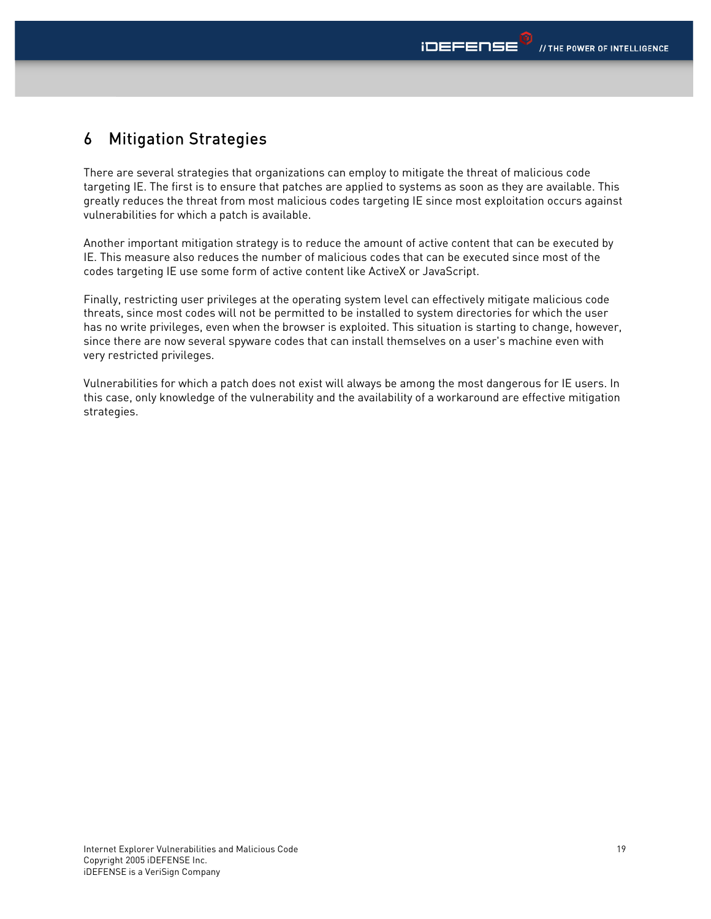# 6 Mitigation Strategies

There are several strategies that organizations can employ to mitigate the threat of malicious code targeting IE. The first is to ensure that patches are applied to systems as soon as they are available. This greatly reduces the threat from most malicious codes targeting IE since most exploitation occurs against vulnerabilities for which a patch is available.

Another important mitigation strategy is to reduce the amount of active content that can be executed by IE. This measure also reduces the number of malicious codes that can be executed since most of the codes targeting IE use some form of active content like ActiveX or JavaScript.

Finally, restricting user privileges at the operating system level can effectively mitigate malicious code threats, since most codes will not be permitted to be installed to system directories for which the user has no write privileges, even when the browser is exploited. This situation is starting to change, however, since there are now several spyware codes that can install themselves on a user's machine even with very restricted privileges.

Vulnerabilities for which a patch does not exist will always be among the most dangerous for IE users. In this case, only knowledge of the vulnerability and the availability of a workaround are effective mitigation strategies.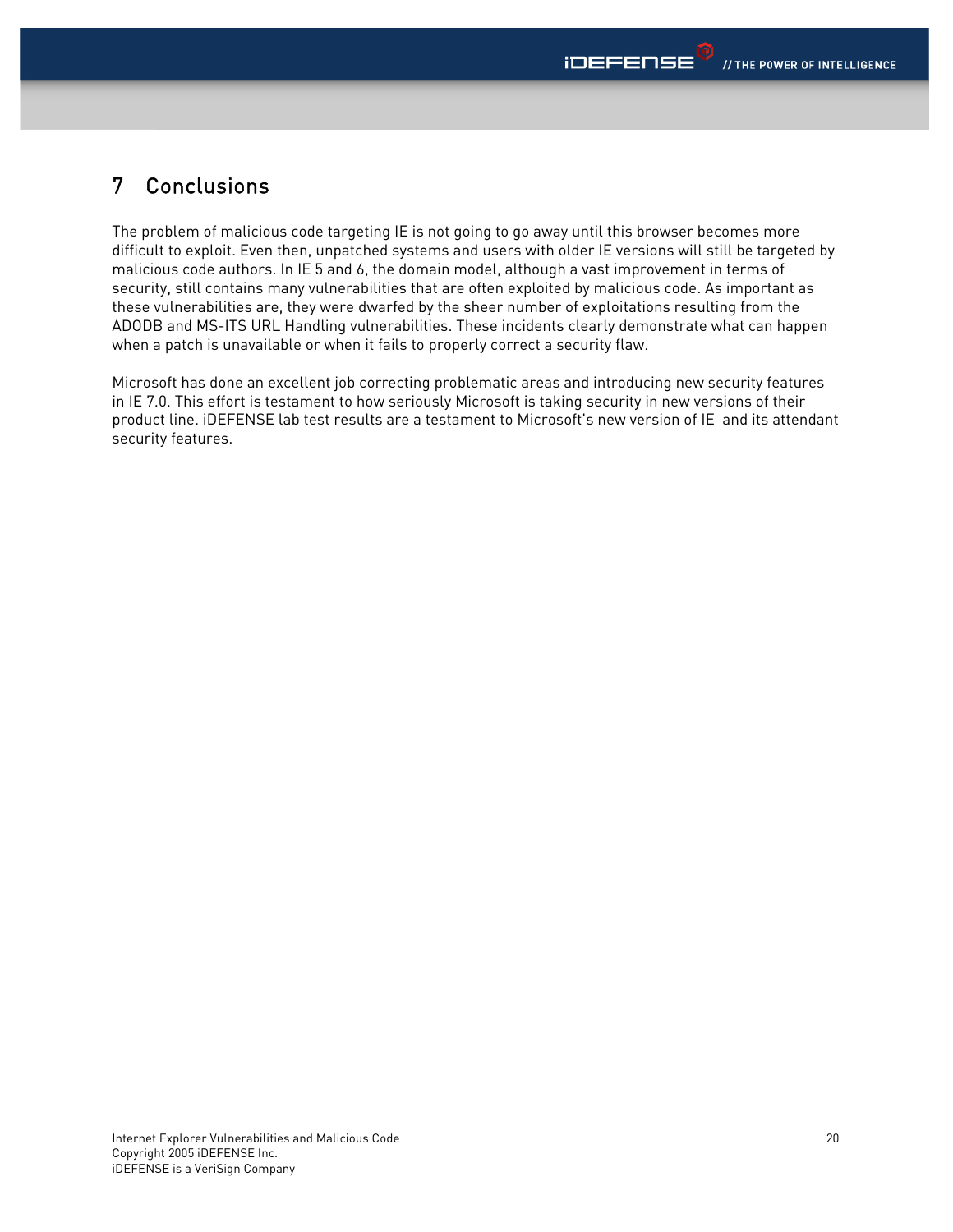# 7 Conclusions

The problem of malicious code targeting IE is not going to go away until this browser becomes more difficult to exploit. Even then, unpatched systems and users with older IE versions will still be targeted by malicious code authors. In IE 5 and 6, the domain model, although a vast improvement in terms of security, still contains many vulnerabilities that are often exploited by malicious code. As important as these vulnerabilities are, they were dwarfed by the sheer number of exploitations resulting from the ADODB and MS-ITS URL Handling vulnerabilities. These incidents clearly demonstrate what can happen when a patch is unavailable or when it fails to properly correct a security flaw.

Microsoft has done an excellent job correcting problematic areas and introducing new security features in IE 7.0. This effort is testament to how seriously Microsoft is taking security in new versions of their product line. iDEFENSE lab test results are a testament to Microsoft's new version of IE and its attendant security features.